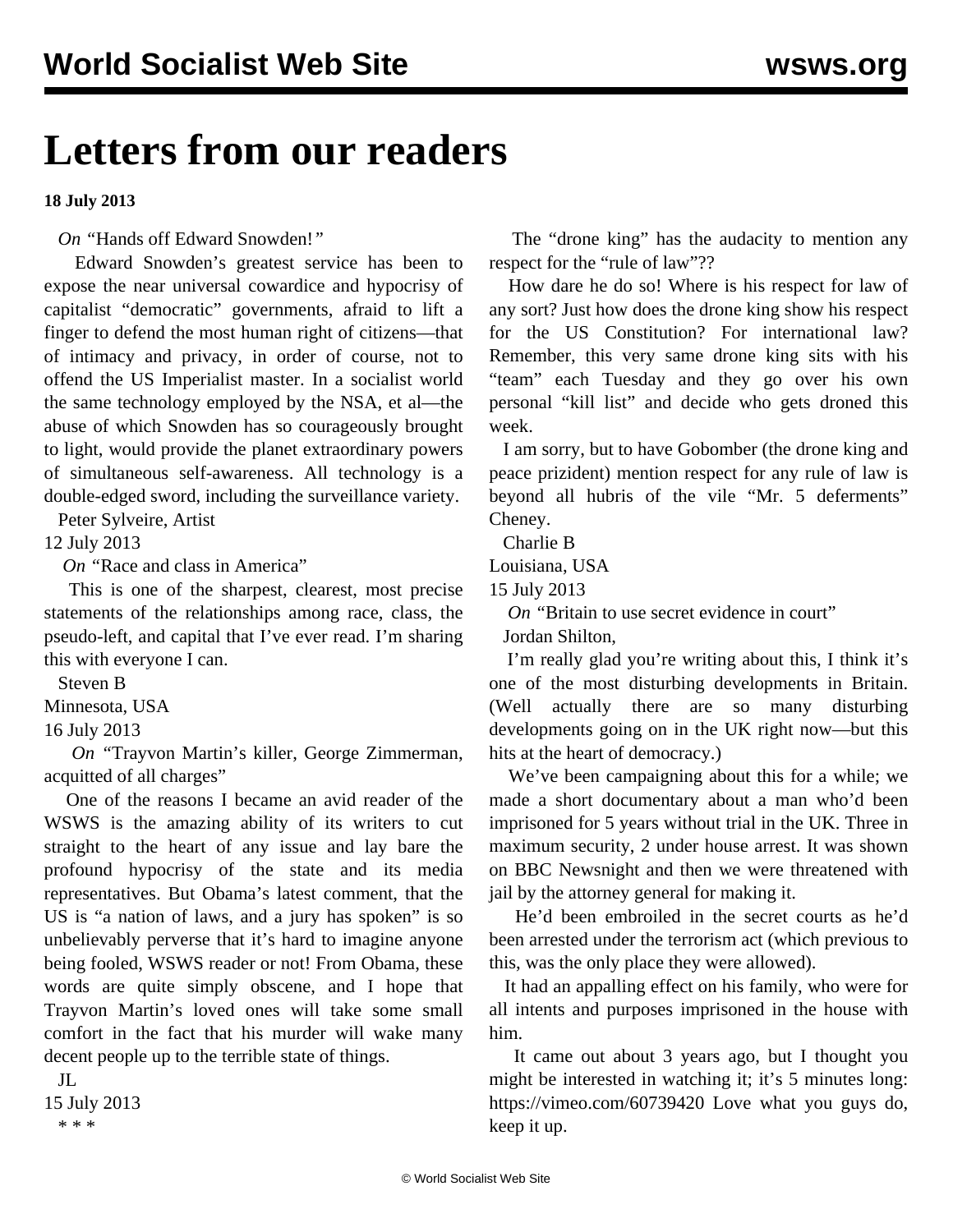# Letters from our readers

**18 July 2013**

*On* "Hands off Edward Snowden!"

Edward Snowden's greatest service has been to expose the near universal cowardice and hypocrisy of capitalist "democratic" governments, afraid to lift a finger to defend the most human right of citizens—that of intimacy and privacy, in order of course, not to offend the US Imperialist master. In a socialist world the same technology employed by the NSA, et al—the abuse of which Snowden has so courageously brought to light, would provide the planet extraordinary powers of simultaneous self-awareness. All technology is a double-edged sword, including the surveillance variety.

Peter Sylveire, Artist
12 July 2013

*On* "Race and class in America"

This is one of the sharpest, clearest, most precise statements of the relationships among race, class, the pseudo-left, and capital that I've ever read. I'm sharing this with everyone I can.

Steven B
Minnesota, USA
16 July 2013

*On* "Trayvon Martin's killer, George Zimmerman, acquitted of all charges"

One of the reasons I became an avid reader of the WSWS is the amazing ability of its writers to cut straight to the heart of any issue and lay bare the profound hypocrisy of the state and its media representatives. But Obama's latest comment, that the US is "a nation of laws, and a jury has spoken" is so unbelievably perverse that it's hard to imagine anyone being fooled, WSWS reader or not! From Obama, these words are quite simply obscene, and I hope that Trayvon Martin's loved ones will take some small comfort in the fact that his murder will wake many decent people up to the terrible state of things.

JL
15 July 2013

* * *

The "drone king" has the audacity to mention any respect for the "rule of law"??

How dare he do so! Where is his respect for law of any sort? Just how does the drone king show his respect for the US Constitution? For international law? Remember, this very same drone king sits with his "team" each Tuesday and they go over his own personal "kill list" and decide who gets droned this week.

I am sorry, but to have Gobomber (the drone king and peace prizident) mention respect for any rule of law is beyond all hubris of the vile "Mr. 5 deferments" Cheney.

Charlie B
Louisiana, USA
15 July 2013

*On* "Britain to use secret evidence in court"

Jordan Shilton,

I'm really glad you're writing about this, I think it's one of the most disturbing developments in Britain. (Well actually there are so many disturbing developments going on in the UK right now—but this hits at the heart of democracy.)

We've been campaigning about this for a while; we made a short documentary about a man who'd been imprisoned for 5 years without trial in the UK. Three in maximum security, 2 under house arrest. It was shown on BBC Newsnight and then we were threatened with jail by the attorney general for making it.

He'd been embroiled in the secret courts as he'd been arrested under the terrorism act (which previous to this, was the only place they were allowed).

It had an appalling effect on his family, who were for all intents and purposes imprisoned in the house with him.

It came out about 3 years ago, but I thought you might be interested in watching it; it's 5 minutes long: https://vimeo.com/60739420 Love what you guys do, keep it up.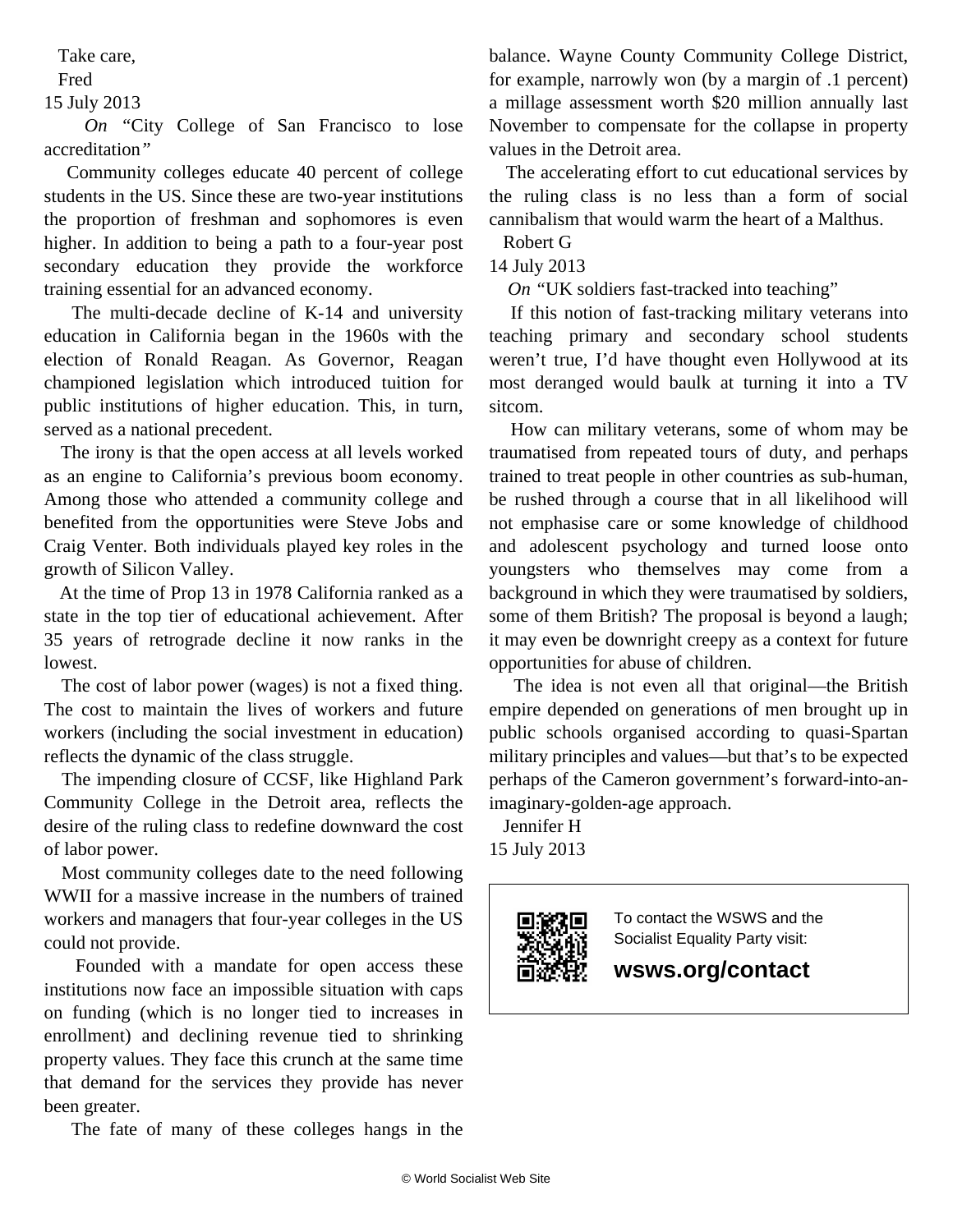Take care,

Fred

15 July 2013

*On* "City College of San Francisco to lose accreditation"

Community colleges educate 40 percent of college students in the US. Since these are two-year institutions the proportion of freshman and sophomores is even higher. In addition to being a path to a four-year post secondary education they provide the workforce training essential for an advanced economy.

The multi-decade decline of K-14 and university education in California began in the 1960s with the election of Ronald Reagan. As Governor, Reagan championed legislation which introduced tuition for public institutions of higher education. This, in turn, served as a national precedent.

The irony is that the open access at all levels worked as an engine to California's previous boom economy. Among those who attended a community college and benefited from the opportunities were Steve Jobs and Craig Venter. Both individuals played key roles in the growth of Silicon Valley.

At the time of Prop 13 in 1978 California ranked as a state in the top tier of educational achievement. After 35 years of retrograde decline it now ranks in the lowest.

The cost of labor power (wages) is not a fixed thing. The cost to maintain the lives of workers and future workers (including the social investment in education) reflects the dynamic of the class struggle.

The impending closure of CCSF, like Highland Park Community College in the Detroit area, reflects the desire of the ruling class to redefine downward the cost of labor power.

Most community colleges date to the need following WWII for a massive increase in the numbers of trained workers and managers that four-year colleges in the US could not provide.

Founded with a mandate for open access these institutions now face an impossible situation with caps on funding (which is no longer tied to increases in enrollment) and declining revenue tied to shrinking property values. They face this crunch at the same time that demand for the services they provide has never been greater.

The fate of many of these colleges hangs in the balance. Wayne County Community College District, for example, narrowly won (by a margin of .1 percent) a millage assessment worth $20 million annually last November to compensate for the collapse in property values in the Detroit area.

The accelerating effort to cut educational services by the ruling class is no less than a form of social cannibalism that would warm the heart of a Malthus.

Robert G

14 July 2013

*On* "UK soldiers fast-tracked into teaching"

If this notion of fast-tracking military veterans into teaching primary and secondary school students weren't true, I'd have thought even Hollywood at its most deranged would baulk at turning it into a TV sitcom.

How can military veterans, some of whom may be traumatised from repeated tours of duty, and perhaps trained to treat people in other countries as sub-human, be rushed through a course that in all likelihood will not emphasise care or some knowledge of childhood and adolescent psychology and turned loose onto youngsters who themselves may come from a background in which they were traumatised by soldiers, some of them British? The proposal is beyond a laugh; it may even be downright creepy as a context for future opportunities for abuse of children.

The idea is not even all that original—the British empire depended on generations of men brought up in public schools organised according to quasi-Spartan military principles and values—but that's to be expected perhaps of the Cameron government's forward-into-an-imaginary-golden-age approach.

Jennifer H

15 July 2013

To contact the WSWS and the Socialist Equality Party visit:

**wsws.org/contact**